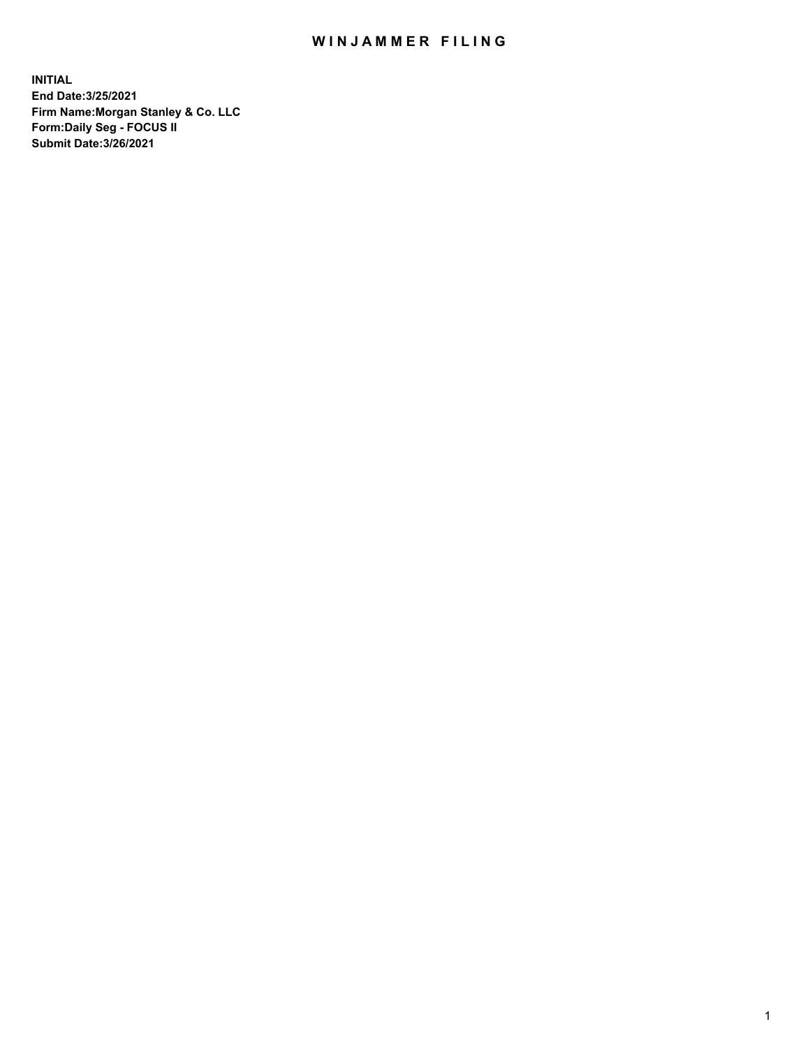# WINJAMMER FILING

**INITIAL**
**End Date:3/25/2021**
**Firm Name:Morgan Stanley & Co. LLC**
**Form:Daily Seg - FOCUS II**
**Submit Date:3/26/2021**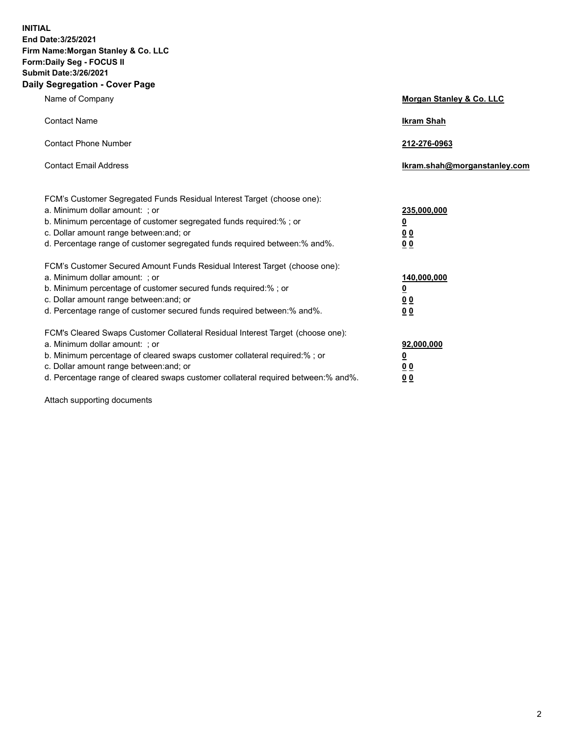**INITIAL**
**End Date:3/25/2021**
**Firm Name:Morgan Stanley & Co. LLC**
**Form:Daily Seg - FOCUS II**
**Submit Date:3/26/2021**

## Daily Segregation - Cover Page

| | |
|---|---|
| Name of Company | **Morgan Stanley & Co. LLC** |
| Contact Name | **Ikram Shah** |
| Contact Phone Number | **212-276-0963** |
| Contact Email Address | **Ikram.shah@morganstanley.com** |

| | |
|---|---|
| FCM's Customer Segregated Funds Residual Interest Target (choose one): | |
| a. Minimum dollar amount: ; or | **235,000,000** |
| b. Minimum percentage of customer segregated funds required:% ; or | **0** |
| c. Dollar amount range between:and; or | **0 0** |
| d. Percentage range of customer segregated funds required between:% and%. | **0 0** |
| FCM's Customer Secured Amount Funds Residual Interest Target (choose one): | |
| a. Minimum dollar amount: ; or | **140,000,000** |
| b. Minimum percentage of customer secured funds required:% ; or | **0** |
| c. Dollar amount range between:and; or | **0 0** |
| d. Percentage range of customer secured funds required between:% and%. | **0 0** |
| FCM's Cleared Swaps Customer Collateral Residual Interest Target (choose one): | |
| a. Minimum dollar amount: ; or | **92,000,000** |
| b. Minimum percentage of cleared swaps customer collateral required:% ; or | **0** |
| c. Dollar amount range between:and; or | **0 0** |
| d. Percentage range of cleared swaps customer collateral required between:% and%. | **0 0** |

Attach supporting documents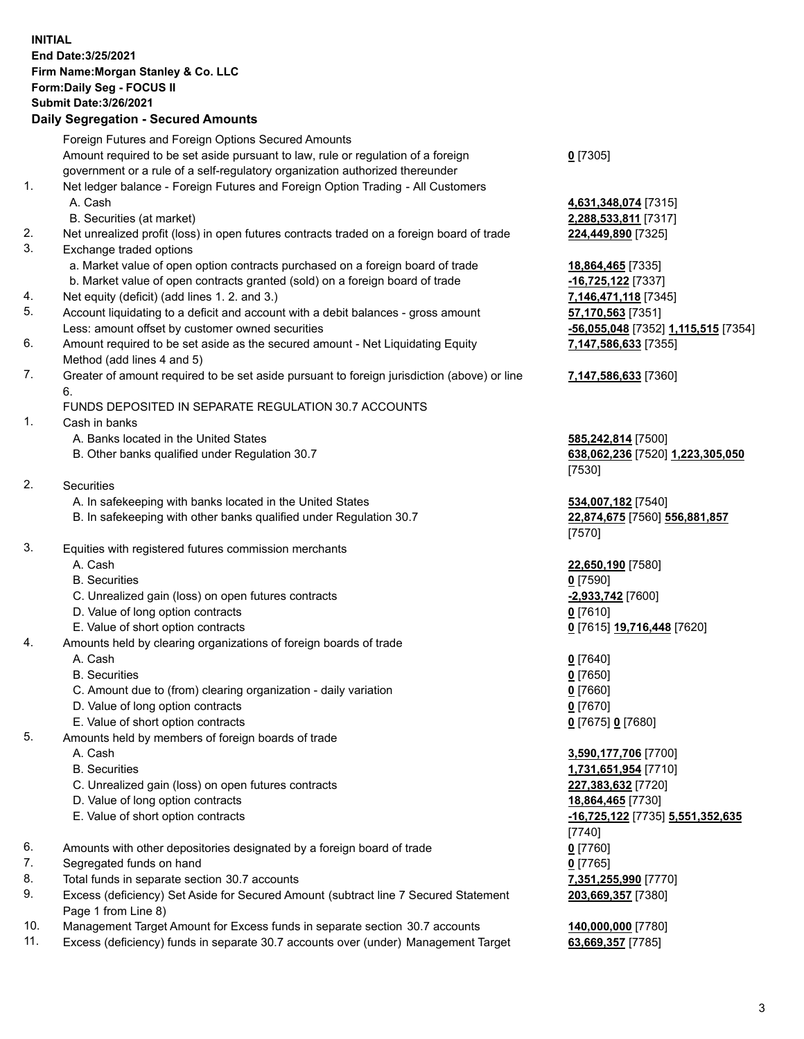**INITIAL**
**End Date:3/25/2021**
**Firm Name:Morgan Stanley & Co. LLC**
**Form:Daily Seg - FOCUS II**
**Submit Date:3/26/2021**

**Daily Segregation - Secured Amounts**

| | | |
|---|---|---|
| | Foreign Futures and Foreign Options Secured Amounts | |
| | Amount required to be set aside pursuant to law, rule or regulation of a foreign government or a rule of a self-regulatory organization authorized thereunder | 0 [7305] |
| 1. | Net ledger balance - Foreign Futures and Foreign Option Trading - All Customers | |
| | A. Cash | 4,631,348,074 [7315] |
| | B. Securities (at market) | 2,288,533,811 [7317] |
| 2. | Net unrealized profit (loss) in open futures contracts traded on a foreign board of trade | 224,449,890 [7325] |
| 3. | Exchange traded options | |
| | a. Market value of open option contracts purchased on a foreign board of trade | 18,864,465 [7335] |
| | b. Market value of open contracts granted (sold) on a foreign board of trade | -16,725,122 [7337] |
| 4. | Net equity (deficit) (add lines 1. 2. and 3.) | 7,146,471,118 [7345] |
| 5. | Account liquidating to a deficit and account with a debit balances - gross amount | 57,170,563 [7351] |
| | Less: amount offset by customer owned securities | -56,055,048 [7352] 1,115,515 [7354] |
| 6. | Amount required to be set aside as the secured amount - Net Liquidating Equity Method (add lines 4 and 5) | 7,147,586,633 [7355] |
| 7. | Greater of amount required to be set aside pursuant to foreign jurisdiction (above) or line 6. | 7,147,586,633 [7360] |
| | FUNDS DEPOSITED IN SEPARATE REGULATION 30.7 ACCOUNTS | |
| 1. | Cash in banks | |
| | A. Banks located in the United States | 585,242,814 [7500] |
| | B. Other banks qualified under Regulation 30.7 | 638,062,236 [7520] 1,223,305,050 [7530] |
| 2. | Securities | |
| | A. In safekeeping with banks located in the United States | 534,007,182 [7540] |
| | B. In safekeeping with other banks qualified under Regulation 30.7 | 22,874,675 [7560] 556,881,857 [7570] |
| 3. | Equities with registered futures commission merchants | |
| | A. Cash | 22,650,190 [7580] |
| | B. Securities | 0 [7590] |
| | C. Unrealized gain (loss) on open futures contracts | -2,933,742 [7600] |
| | D. Value of long option contracts | 0 [7610] |
| | E. Value of short option contracts | 0 [7615] 19,716,448 [7620] |
| 4. | Amounts held by clearing organizations of foreign boards of trade | |
| | A. Cash | 0 [7640] |
| | B. Securities | 0 [7650] |
| | C. Amount due to (from) clearing organization - daily variation | 0 [7660] |
| | D. Value of long option contracts | 0 [7670] |
| | E. Value of short option contracts | 0 [7675] 0 [7680] |
| 5. | Amounts held by members of foreign boards of trade | |
| | A. Cash | 3,590,177,706 [7700] |
| | B. Securities | 1,731,651,954 [7710] |
| | C. Unrealized gain (loss) on open futures contracts | 227,383,632 [7720] |
| | D. Value of long option contracts | 18,864,465 [7730] |
| | E. Value of short option contracts | -16,725,122 [7735] 5,551,352,635 [7740] |
| 6. | Amounts with other depositories designated by a foreign board of trade | 0 [7760] |
| 7. | Segregated funds on hand | 0 [7765] |
| 8. | Total funds in separate section 30.7 accounts | 7,351,255,990 [7770] |
| 9. | Excess (deficiency) Set Aside for Secured Amount (subtract line 7 Secured Statement Page 1 from Line 8) | 203,669,357 [7380] |
| 10. | Management Target Amount for Excess funds in separate section 30.7 accounts | 140,000,000 [7780] |
| 11. | Excess (deficiency) funds in separate 30.7 accounts over (under) Management Target | 63,669,357 [7785] |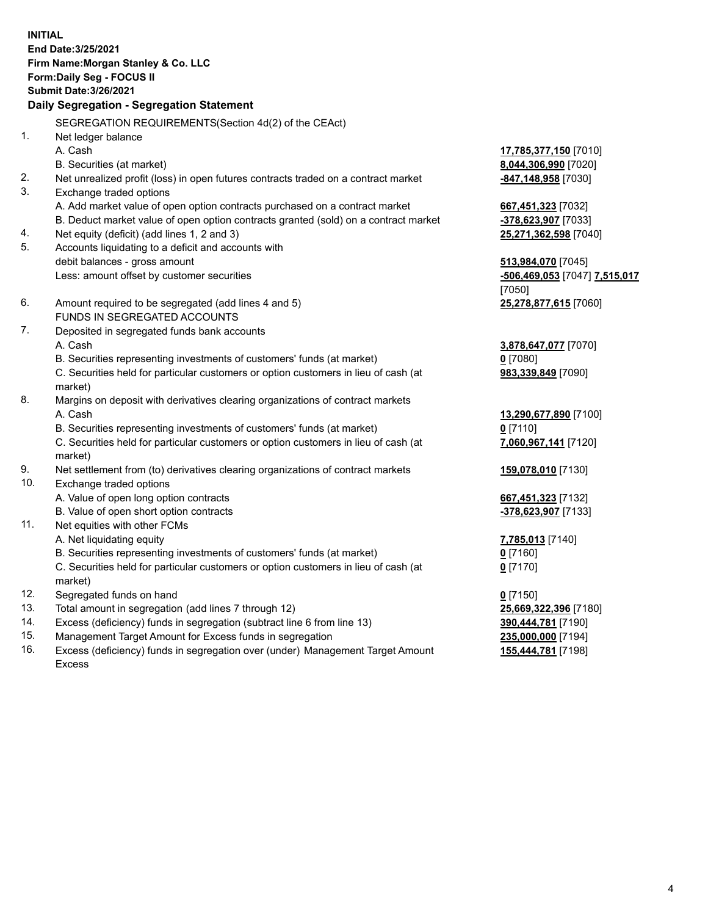**INITIAL**
**End Date:3/25/2021**
**Firm Name:Morgan Stanley & Co. LLC**
**Form:Daily Seg - FOCUS II**
**Submit Date:3/26/2021**

**Daily Segregation - Segregation Statement**

SEGREGATION REQUIREMENTS(Section 4d(2) of the CEAct)

| | | |
|---|---|---|
| 1. | Net ledger balance | |
| | A. Cash | **17,785,377,150** [7010] |
| | B. Securities (at market) | **8,044,306,990** [7020] |
| 2. | Net unrealized profit (loss) in open futures contracts traded on a contract market | **-847,148,958** [7030] |
| 3. | Exchange traded options | |
| | A. Add market value of open option contracts purchased on a contract market | **667,451,323** [7032] |
| | B. Deduct market value of open option contracts granted (sold) on a contract market | **-378,623,907** [7033] |
| 4. | Net equity (deficit) (add lines 1, 2 and 3) | **25,271,362,598** [7040] |
| 5. | Accounts liquidating to a deficit and accounts with debit balances - gross amount | **513,984,070** [7045] |
| | Less: amount offset by customer securities | **-506,469,053** [7047] **7,515,017** [7050] |
| 6. | Amount required to be segregated (add lines 4 and 5) | **25,278,877,615** [7060] |
| | FUNDS IN SEGREGATED ACCOUNTS | |
| 7. | Deposited in segregated funds bank accounts | |
| | A. Cash | **3,878,647,077** [7070] |
| | B. Securities representing investments of customers' funds (at market) | **0** [7080] |
| | C. Securities held for particular customers or option customers in lieu of cash (at market) | **983,339,849** [7090] |
| 8. | Margins on deposit with derivatives clearing organizations of contract markets | |
| | A. Cash | **13,290,677,890** [7100] |
| | B. Securities representing investments of customers' funds (at market) | **0** [7110] |
| | C. Securities held for particular customers or option customers in lieu of cash (at market) | **7,060,967,141** [7120] |
| 9. | Net settlement from (to) derivatives clearing organizations of contract markets | **159,078,010** [7130] |
| 10. | Exchange traded options | |
| | A. Value of open long option contracts | **667,451,323** [7132] |
| | B. Value of open short option contracts | **-378,623,907** [7133] |
| 11. | Net equities with other FCMs | |
| | A. Net liquidating equity | **7,785,013** [7140] |
| | B. Securities representing investments of customers' funds (at market) | **0** [7160] |
| | C. Securities held for particular customers or option customers in lieu of cash (at market) | **0** [7170] |
| 12. | Segregated funds on hand | **0** [7150] |
| 13. | Total amount in segregation (add lines 7 through 12) | **25,669,322,396** [7180] |
| 14. | Excess (deficiency) funds in segregation (subtract line 6 from line 13) | **390,444,781** [7190] |
| 15. | Management Target Amount for Excess funds in segregation | **235,000,000** [7194] |
| 16. | Excess (deficiency) funds in segregation over (under) Management Target Amount Excess | **155,444,781** [7198] |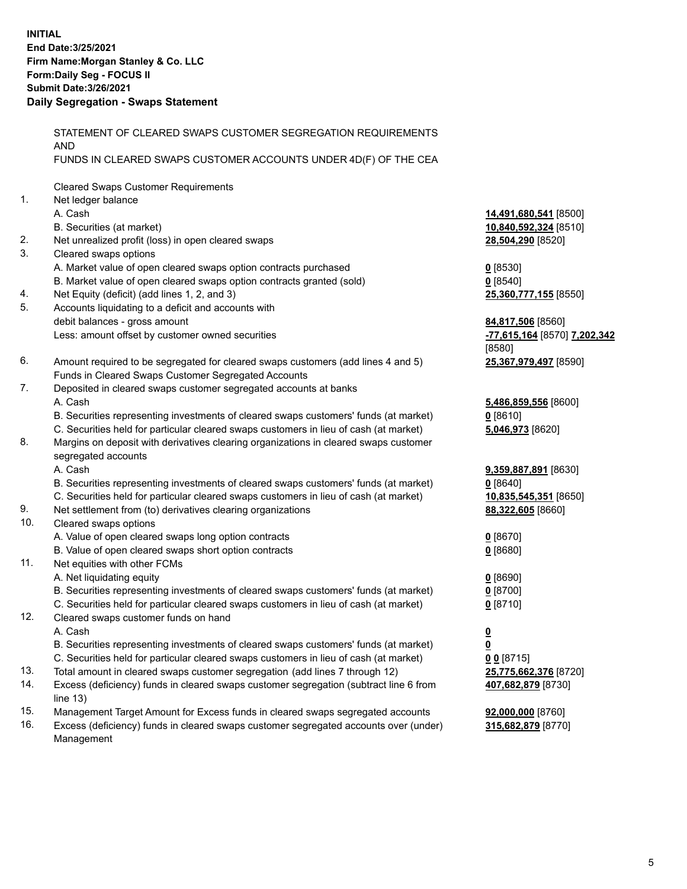**INITIAL**
**End Date:3/25/2021**
**Firm Name:Morgan Stanley & Co. LLC**
**Form:Daily Seg - FOCUS II**
**Submit Date:3/26/2021**
**Daily Segregation - Swaps Statement**

STATEMENT OF CLEARED SWAPS CUSTOMER SEGREGATION REQUIREMENTS AND
FUNDS IN CLEARED SWAPS CUSTOMER ACCOUNTS UNDER 4D(F) OF THE CEA

| | | |
|---|---|---|
| | Cleared Swaps Customer Requirements | |
| 1. | Net ledger balance | |
| | A. Cash | **14,491,680,541** [8500] |
| | B. Securities (at market) | **10,840,592,324** [8510] |
| 2. | Net unrealized profit (loss) in open cleared swaps | **28,504,290** [8520] |
| 3. | Cleared swaps options | |
| | A. Market value of open cleared swaps option contracts purchased | **0** [8530] |
| | B. Market value of open cleared swaps option contracts granted (sold) | **0** [8540] |
| 4. | Net Equity (deficit) (add lines 1, 2, and 3) | **25,360,777,155** [8550] |
| 5. | Accounts liquidating to a deficit and accounts with debit balances - gross amount | **84,817,506** [8560] |
| | Less: amount offset by customer owned securities | **-77,615,164** [8570] **7,202,342** [8580] |
| 6. | Amount required to be segregated for cleared swaps customers (add lines 4 and 5) | **25,367,979,497** [8590] |
| | Funds in Cleared Swaps Customer Segregated Accounts | |
| 7. | Deposited in cleared swaps customer segregated accounts at banks | |
| | A. Cash | **5,486,859,556** [8600] |
| | B. Securities representing investments of cleared swaps customers' funds (at market) | **0** [8610] |
| | C. Securities held for particular cleared swaps customers in lieu of cash (at market) | **5,046,973** [8620] |
| 8. | Margins on deposit with derivatives clearing organizations in cleared swaps customer segregated accounts | |
| | A. Cash | **9,359,887,891** [8630] |
| | B. Securities representing investments of cleared swaps customers' funds (at market) | **0** [8640] |
| | C. Securities held for particular cleared swaps customers in lieu of cash (at market) | **10,835,545,351** [8650] |
| 9. | Net settlement from (to) derivatives clearing organizations | **88,322,605** [8660] |
| 10. | Cleared swaps options | |
| | A. Value of open cleared swaps long option contracts | **0** [8670] |
| | B. Value of open cleared swaps short option contracts | **0** [8680] |
| 11. | Net equities with other FCMs | |
| | A. Net liquidating equity | **0** [8690] |
| | B. Securities representing investments of cleared swaps customers' funds (at market) | **0** [8700] |
| | C. Securities held for particular cleared swaps customers in lieu of cash (at market) | **0** [8710] |
| 12. | Cleared swaps customer funds on hand | |
| | A. Cash | **0** |
| | B. Securities representing investments of cleared swaps customers' funds (at market) | **0** |
| | C. Securities held for particular cleared swaps customers in lieu of cash (at market) | **0** **0** [8715] |
| 13. | Total amount in cleared swaps customer segregation (add lines 7 through 12) | **25,775,662,376** [8720] |
| 14. | Excess (deficiency) funds in cleared swaps customer segregation (subtract line 6 from line 13) | **407,682,879** [8730] |
| 15. | Management Target Amount for Excess funds in cleared swaps segregated accounts | **92,000,000** [8760] |
| 16. | Excess (deficiency) funds in cleared swaps customer segregated accounts over (under) Management | **315,682,879** [8770] |